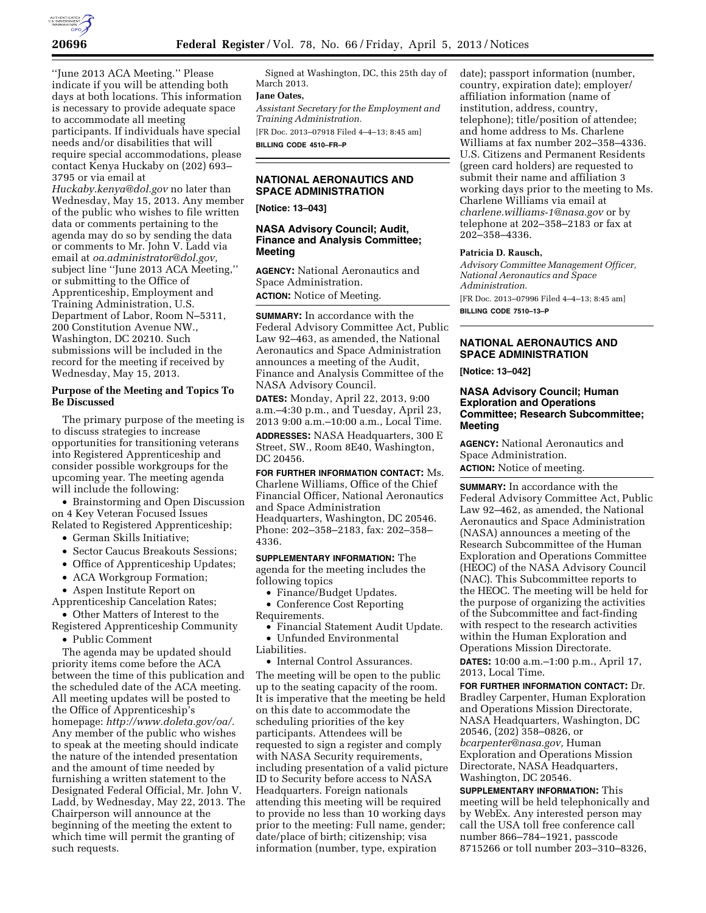"June 2013 ACA Meeting." Please indicate if you will be attending both days at both locations. This information is necessary to provide adequate space to accommodate all meeting participants. If individuals have special needs and/or disabilities that will require special accommodations, please contact Kenya Huckaby on (202) 693–3795 or via email at *Huckaby.kenya@dol.gov* no later than Wednesday, May 15, 2013. Any member of the public who wishes to file written data or comments pertaining to the agenda may do so by sending the data or comments to Mr. John V. Ladd via email at *oa.administrator@dol.gov,* subject line "June 2013 ACA Meeting," or submitting to the Office of Apprenticeship, Employment and Training Administration, U.S. Department of Labor, Room N–5311, 200 Constitution Avenue NW., Washington, DC 20210. Such submissions will be included in the record for the meeting if received by Wednesday, May 15, 2013.

### Purpose of the Meeting and Topics To Be Discussed

The primary purpose of the meeting is to discuss strategies to increase opportunities for transitioning veterans into Registered Apprenticeship and consider possible workgroups for the upcoming year. The meeting agenda will include the following:

- Brainstorming and Open Discussion on 4 Key Veteran Focused Issues Related to Registered Apprenticeship;
- German Skills Initiative;
- Sector Caucus Breakouts Sessions;
- Office of Apprenticeship Updates;
- ACA Workgroup Formation;
- Aspen Institute Report on Apprenticeship Cancelation Rates;
- Other Matters of Interest to the Registered Apprenticeship Community
- Public Comment

The agenda may be updated should priority items come before the ACA between the time of this publication and the scheduled date of the ACA meeting. All meeting updates will be posted to the Office of Apprenticeship's homepage: *http://www.doleta.gov/oa/.* Any member of the public who wishes to speak at the meeting should indicate the nature of the intended presentation and the amount of time needed by furnishing a written statement to the Designated Federal Official, Mr. John V. Ladd, by Wednesday, May 22, 2013. The Chairperson will announce at the beginning of the meeting the extent to which time will permit the granting of such requests.

Signed at Washington, DC, this 25th day of March 2013.

**Jane Oates,**

*Assistant Secretary for the Employment and Training Administration.*

[FR Doc. 2013–07918 Filed 4–4–13; 8:45 am]

**BILLING CODE 4510–FR–P**

---

## NATIONAL AERONAUTICS AND SPACE ADMINISTRATION

**[Notice: 13–043]**

## NASA Advisory Council; Audit, Finance and Analysis Committee; Meeting

**AGENCY:** National Aeronautics and Space Administration.

**ACTION:** Notice of Meeting.

**SUMMARY:** In accordance with the Federal Advisory Committee Act, Public Law 92–463, as amended, the National Aeronautics and Space Administration announces a meeting of the Audit, Finance and Analysis Committee of the NASA Advisory Council.

**DATES:** Monday, April 22, 2013, 9:00 a.m.–4:30 p.m., and Tuesday, April 23, 2013 9:00 a.m.–10:00 a.m., Local Time.

**ADDRESSES:** NASA Headquarters, 300 E Street, SW., Room 8E40, Washington, DC 20456.

**FOR FURTHER INFORMATION CONTACT:** Ms. Charlene Williams, Office of the Chief Financial Officer, National Aeronautics and Space Administration Headquarters, Washington, DC 20546. Phone: 202–358–2183, fax: 202–358–4336.

**SUPPLEMENTARY INFORMATION:** The agenda for the meeting includes the following topics

- Finance/Budget Updates.
- Conference Cost Reporting Requirements.
- Financial Statement Audit Update.
- Unfunded Environmental Liabilities.
- Internal Control Assurances.

The meeting will be open to the public up to the seating capacity of the room. It is imperative that the meeting be held on this date to accommodate the scheduling priorities of the key participants. Attendees will be requested to sign a register and comply with NASA Security requirements, including presentation of a valid picture ID to Security before access to NASA Headquarters. Foreign nationals attending this meeting will be required to provide no less than 10 working days prior to the meeting: Full name, gender; date/place of birth; citizenship; visa information (number, type, expiration date); passport information (number, country, expiration date); employer/affiliation information (name of institution, address, country, telephone); title/position of attendee; and home address to Ms. Charlene Williams at fax number 202–358–4336. U.S. Citizens and Permanent Residents (green card holders) are requested to submit their name and affiliation 3 working days prior to the meeting to Ms. Charlene Williams via email at *charlene.williams-1@nasa.gov* or by telephone at 202–358–2183 or fax at 202–358–4336.

**Patricia D. Rausch,**

*Advisory Committee Management Officer, National Aeronautics and Space Administration.*

[FR Doc. 2013–07996 Filed 4–4–13; 8:45 am]

**BILLING CODE 7510–13–P**

---

## NATIONAL AERONAUTICS AND SPACE ADMINISTRATION

**[Notice: 13–042]**

## NASA Advisory Council; Human Exploration and Operations Committee; Research Subcommittee; Meeting

**AGENCY:** National Aeronautics and Space Administration.

**ACTION:** Notice of meeting.

**SUMMARY:** In accordance with the Federal Advisory Committee Act, Public Law 92–462, as amended, the National Aeronautics and Space Administration (NASA) announces a meeting of the Research Subcommittee of the Human Exploration and Operations Committee (HEOC) of the NASA Advisory Council (NAC). This Subcommittee reports to the HEOC. The meeting will be held for the purpose of organizing the activities of the Subcommittee and fact-finding with respect to the research activities within the Human Exploration and Operations Mission Directorate.

**DATES:** 10:00 a.m.–1:00 p.m., April 17, 2013, Local Time.

**FOR FURTHER INFORMATION CONTACT:** Dr. Bradley Carpenter, Human Exploration and Operations Mission Directorate, NASA Headquarters, Washington, DC 20546, (202) 358–0826, or *bcarpenter@nasa.gov,* Human Exploration and Operations Mission Directorate, NASA Headquarters, Washington, DC 20546.

**SUPPLEMENTARY INFORMATION:** This meeting will be held telephonically and by WebEx. Any interested person may call the USA toll free conference call number 866–784–1921, passcode 8715266 or toll number 203–310–8326,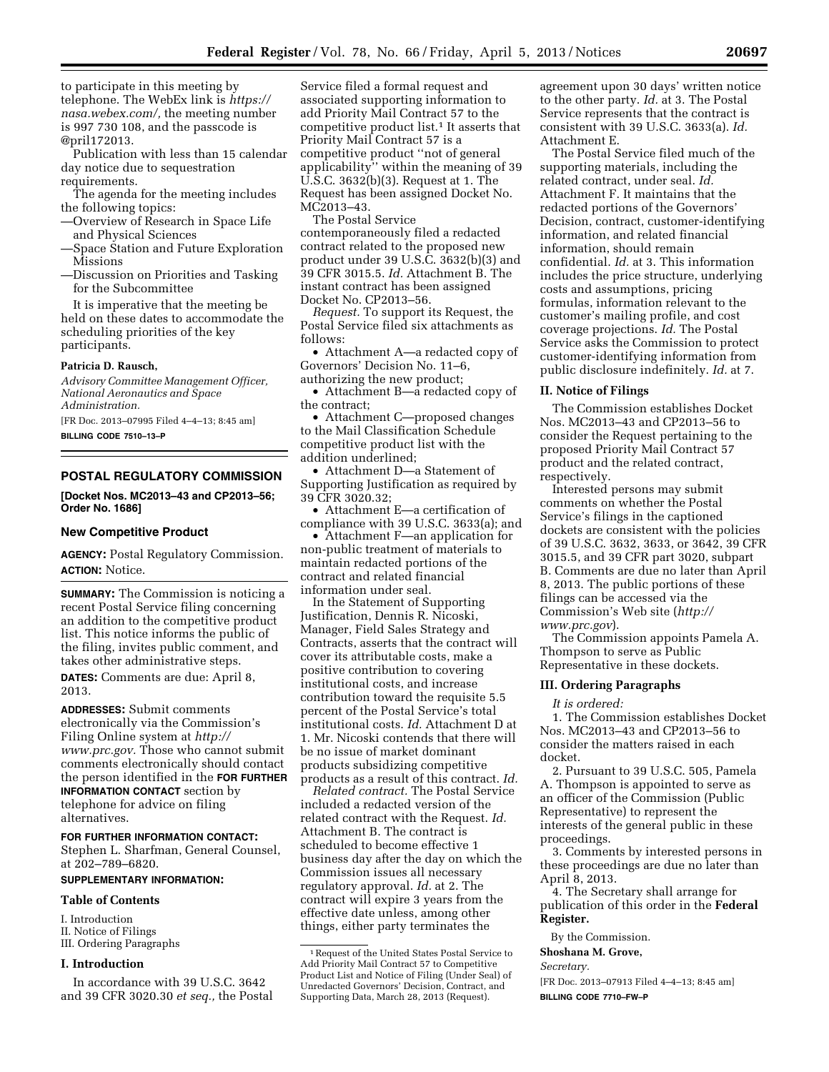to participate in this meeting by telephone. The WebEx link is *https://nasa.webex.com/,* the meeting number is 997 730 108, and the passcode is @pril172013.

Publication with less than 15 calendar day notice due to sequestration requirements.

The agenda for the meeting includes the following topics:

—Overview of Research in Space Life and Physical Sciences
—Space Station and Future Exploration Missions
—Discussion on Priorities and Tasking for the Subcommittee

It is imperative that the meeting be held on these dates to accommodate the scheduling priorities of the key participants.

**Patricia D. Rausch,**

*Advisory Committee Management Officer, National Aeronautics and Space Administration.*

[FR Doc. 2013–07995 Filed 4–4–13; 8:45 am]

**BILLING CODE 7510–13–P**

## POSTAL REGULATORY COMMISSION

**[Docket Nos. MC2013–43 and CP2013–56; Order No. 1686]**

### New Competitive Product

**AGENCY:** Postal Regulatory Commission.

**ACTION:** Notice.

**SUMMARY:** The Commission is noticing a recent Postal Service filing concerning an addition to the competitive product list. This notice informs the public of the filing, invites public comment, and takes other administrative steps.

**DATES:** Comments are due: April 8, 2013.

**ADDRESSES:** Submit comments electronically via the Commission's Filing Online system at *http://www.prc.gov.* Those who cannot submit comments electronically should contact the person identified in the **FOR FURTHER INFORMATION CONTACT** section by telephone for advice on filing alternatives.

**FOR FURTHER INFORMATION CONTACT:** Stephen L. Sharfman, General Counsel, at 202–789–6820.

**SUPPLEMENTARY INFORMATION:**

### Table of Contents

I. Introduction
II. Notice of Filings
III. Ordering Paragraphs

### I. Introduction

In accordance with 39 U.S.C. 3642 and 39 CFR 3020.30 *et seq.,* the Postal Service filed a formal request and associated supporting information to add Priority Mail Contract 57 to the competitive product list.[1] It asserts that Priority Mail Contract 57 is a competitive product "not of general applicability" within the meaning of 39 U.S.C. 3632(b)(3). Request at 1. The Request has been assigned Docket No. MC2013–43.

The Postal Service contemporaneously filed a redacted contract related to the proposed new product under 39 U.S.C. 3632(b)(3) and 39 CFR 3015.5. *Id.* Attachment B. The instant contract has been assigned Docket No. CP2013–56.

*Request.* To support its Request, the Postal Service filed six attachments as follows:

- Attachment A—a redacted copy of Governors' Decision No. 11–6, authorizing the new product;
- Attachment B—a redacted copy of the contract;
- Attachment C—proposed changes to the Mail Classification Schedule competitive product list with the addition underlined;
- Attachment D—a Statement of Supporting Justification as required by 39 CFR 3020.32;
- Attachment E—a certification of compliance with 39 U.S.C. 3633(a); and
- Attachment F—an application for non-public treatment of materials to maintain redacted portions of the contract and related financial information under seal.

In the Statement of Supporting Justification, Dennis R. Nicoski, Manager, Field Sales Strategy and Contracts, asserts that the contract will cover its attributable costs, make a positive contribution to covering institutional costs, and increase contribution toward the requisite 5.5 percent of the Postal Service's total institutional costs. *Id.* Attachment D at 1. Mr. Nicoski contends that there will be no issue of market dominant products subsidizing competitive products as a result of this contract. *Id.*

*Related contract.* The Postal Service included a redacted version of the related contract with the Request. *Id.* Attachment B. The contract is scheduled to become effective 1 business day after the day on which the Commission issues all necessary regulatory approval. *Id.* at 2. The contract will expire 3 years from the effective date unless, among other things, either party terminates the agreement upon 30 days' written notice to the other party. *Id.* at 3. The Postal Service represents that the contract is consistent with 39 U.S.C. 3633(a). *Id.* Attachment E.

The Postal Service filed much of the supporting materials, including the related contract, under seal. *Id.* Attachment F. It maintains that the redacted portions of the Governors' Decision, contract, customer-identifying information, and related financial information, should remain confidential. *Id.* at 3. This information includes the price structure, underlying costs and assumptions, pricing formulas, information relevant to the customer's mailing profile, and cost coverage projections. *Id.* The Postal Service asks the Commission to protect customer-identifying information from public disclosure indefinitely. *Id.* at 7.

### II. Notice of Filings

The Commission establishes Docket Nos. MC2013–43 and CP2013–56 to consider the Request pertaining to the proposed Priority Mail Contract 57 product and the related contract, respectively.

Interested persons may submit comments on whether the Postal Service's filings in the captioned dockets are consistent with the policies of 39 U.S.C. 3632, 3633, or 3642, 39 CFR 3015.5, and 39 CFR part 3020, subpart B. Comments are due no later than April 8, 2013. The public portions of these filings can be accessed via the Commission's Web site (*http://www.prc.gov*).

The Commission appoints Pamela A. Thompson to serve as Public Representative in these dockets.

### III. Ordering Paragraphs

*It is ordered:*

1. The Commission establishes Docket Nos. MC2013–43 and CP2013–56 to consider the matters raised in each docket.

2. Pursuant to 39 U.S.C. 505, Pamela A. Thompson is appointed to serve as an officer of the Commission (Public Representative) to represent the interests of the general public in these proceedings.

3. Comments by interested persons in these proceedings are due no later than April 8, 2013.

4. The Secretary shall arrange for publication of this order in the **Federal Register.**

By the Commission.

**Shoshana M. Grove,**

*Secretary.*

[FR Doc. 2013–07913 Filed 4–4–13; 8:45 am]

**BILLING CODE 7710–FW–P**

---

[1] Request of the United States Postal Service to Add Priority Mail Contract 57 to Competitive Product List and Notice of Filing (Under Seal) of Unredacted Governors' Decision, Contract, and Supporting Data, March 28, 2013 (Request).